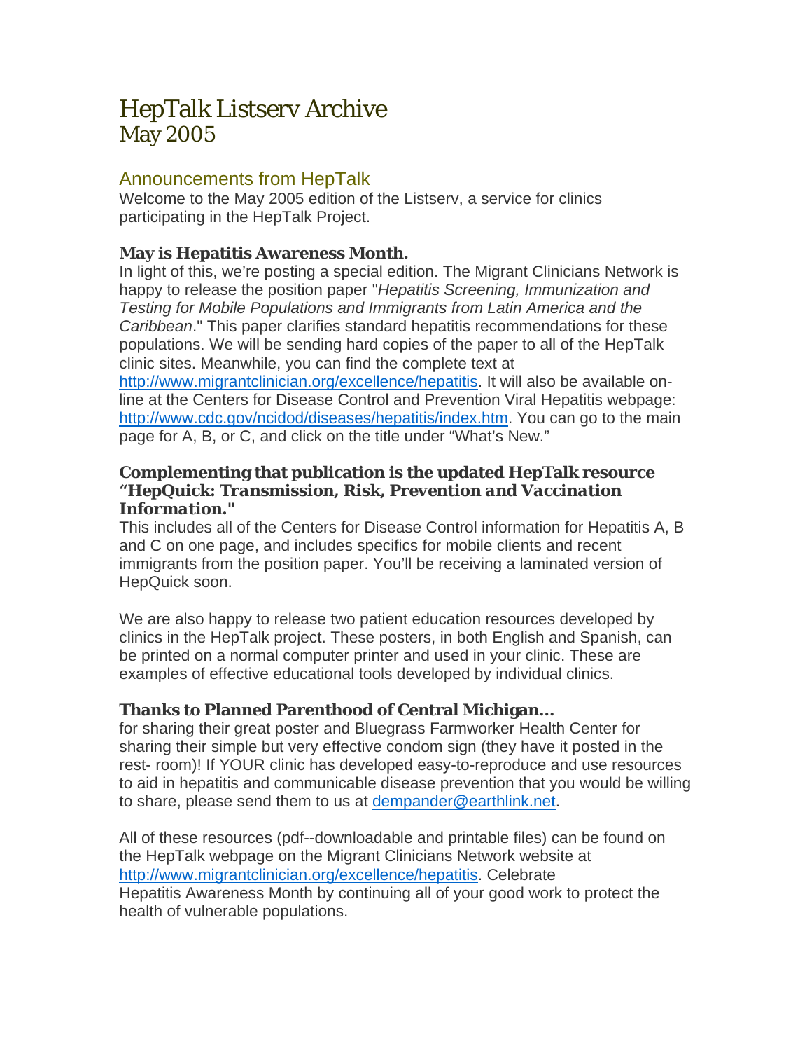# HepTalk Listserv Archive

## May 2005

### Announcements from HepTalk

Welcome to the May 2005 edition of the Listserv, a service for clinics participating in the HepTalk Project.

**May is Hepatitis Awareness Month.**

In light of this, we're posting a special edition. The Migrant Clinicians Network is happy to release the position paper "*Hepatitis Screening, Immunization and Testing for Mobile Populations and Immigrants from Latin America and the Caribbean*." This paper clarifies standard hepatitis recommendations for these populations. We will be sending hard copies of the paper to all of the HepTalk clinic sites. Meanwhile, you can find the complete text at http://www.migrantclinician.org/excellence/hepatitis. It will also be available on-line at the Centers for Disease Control and Prevention Viral Hepatitis webpage: http://www.cdc.gov/ncidod/diseases/hepatitis/index.htm. You can go to the main page for A, B, or C, and click on the title under "What's New."

**Complementing that publication is the updated HepTalk resource *"HepQuick: Transmission, Risk, Prevention and Vaccination Information."***

This includes all of the Centers for Disease Control information for Hepatitis A, B and C on one page, and includes specifics for mobile clients and recent immigrants from the position paper. You'll be receiving a laminated version of HepQuick soon.

We are also happy to release two patient education resources developed by clinics in the HepTalk project. These posters, in both English and Spanish, can be printed on a normal computer printer and used in your clinic. These are examples of effective educational tools developed by individual clinics.

**Thanks to Planned Parenthood of Central Michigan…**

for sharing their great poster and Bluegrass Farmworker Health Center for sharing their simple but very effective condom sign (they have it posted in the rest- room)! If YOUR clinic has developed easy-to-reproduce and use resources to aid in hepatitis and communicable disease prevention that you would be willing to share, please send them to us at dempander@earthlink.net.

All of these resources (pdf--downloadable and printable files) can be found on the HepTalk webpage on the Migrant Clinicians Network website at http://www.migrantclinician.org/excellence/hepatitis. Celebrate Hepatitis Awareness Month by continuing all of your good work to protect the health of vulnerable populations.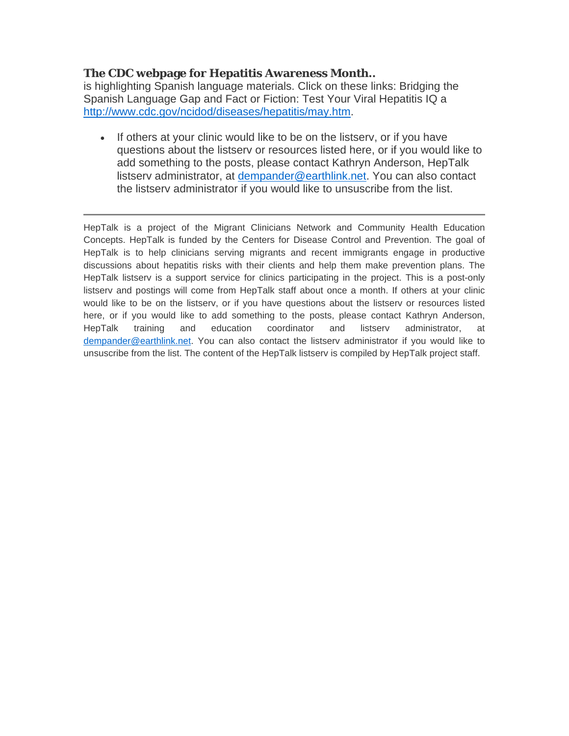**The CDC webpage for Hepatitis Awareness Month..**
is highlighting Spanish language materials. Click on these links: Bridging the Spanish Language Gap and Fact or Fiction: Test Your Viral Hepatitis IQ a http://www.cdc.gov/ncidod/diseases/hepatitis/may.htm.

- If others at your clinic would like to be on the listserv, or if you have questions about the listserv or resources listed here, or if you would like to add something to the posts, please contact Kathryn Anderson, HepTalk listserv administrator, at dempander@earthlink.net. You can also contact the listserv administrator if you would like to unsuscribe from the list.

---

HepTalk is a project of the Migrant Clinicians Network and Community Health Education Concepts. HepTalk is funded by the Centers for Disease Control and Prevention. The goal of HepTalk is to help clinicians serving migrants and recent immigrants engage in productive discussions about hepatitis risks with their clients and help them make prevention plans. The HepTalk listserv is a support service for clinics participating in the project. This is a post-only listserv and postings will come from HepTalk staff about once a month. If others at your clinic would like to be on the listserv, or if you have questions about the listserv or resources listed here, or if you would like to add something to the posts, please contact Kathryn Anderson, HepTalk training and education coordinator and listserv administrator, at dempander@earthlink.net. You can also contact the listserv administrator if you would like to unsuscribe from the list. The content of the HepTalk listserv is compiled by HepTalk project staff.